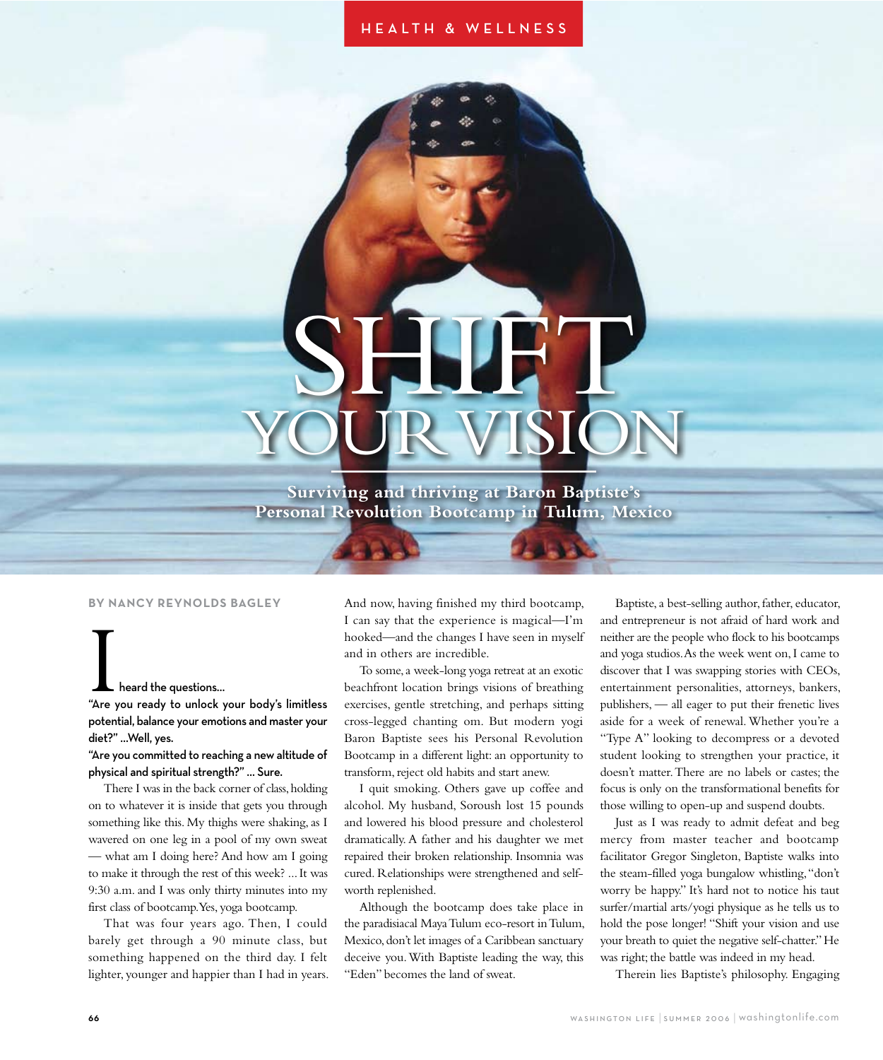HEALTH & WELLNESS

# SHIFT YOUR VISION

## Surviving and thriving at Baron Baptiste's Personal Revolution Bootcamp in Tulum, Mexico

BY NANCY REYNOLDS BAGLEY

**I heard the questions...**

**"Are you ready to unlock your body's limitless potential, balance your emotions and master your diet?" ...Well, yes.**

**"Are you committed to reaching a new altitude of physical and spiritual strength?" ... Sure.**

There I was in the back corner of class, holding on to whatever it is inside that gets you through something like this. My thighs were shaking, as I wavered on one leg in a pool of my own sweat — what am I doing here? And how am I going to make it through the rest of this week? ...It was 9:30 a.m. and I was only thirty minutes into my first class of bootcamp. Yes, yoga bootcamp.

That was four years ago. Then, I could barely get through a 90 minute class, but something happened on the third day. I felt lighter, younger and happier than I had in years. And now, having finished my third bootcamp, I can say that the experience is magical—I'm hooked—and the changes I have seen in myself and in others are incredible.

To some, a week-long yoga retreat at an exotic beachfront location brings visions of breathing exercises, gentle stretching, and perhaps sitting cross-legged chanting om. But modern yogi Baron Baptiste sees his Personal Revolution Bootcamp in a different light: an opportunity to transform, reject old habits and start anew.

I quit smoking. Others gave up coffee and alcohol. My husband, Soroush lost 15 pounds and lowered his blood pressure and cholesterol dramatically. A father and his daughter we met repaired their broken relationship. Insomnia was cured. Relationships were strengthened and self-worth replenished.

Although the bootcamp does take place in the paradisiacal Maya Tulum eco-resort in Tulum, Mexico, don't let images of a Caribbean sanctuary deceive you. With Baptiste leading the way, this "Eden" becomes the land of sweat.

Baptiste, a best-selling author, father, educator, and entrepreneur is not afraid of hard work and neither are the people who flock to his bootcamps and yoga studios. As the week went on, I came to discover that I was swapping stories with CEOs, entertainment personalities, attorneys, bankers, publishers, — all eager to put their frenetic lives aside for a week of renewal. Whether you're a "Type A" looking to decompress or a devoted student looking to strengthen your practice, it doesn't matter. There are no labels or castes; the focus is only on the transformational benefits for those willing to open-up and suspend doubts.

Just as I was ready to admit defeat and beg mercy from master teacher and bootcamp facilitator Gregor Singleton, Baptiste walks into the steam-filled yoga bungalow whistling, "don't worry be happy." It's hard not to notice his taut surfer/martial arts/yogi physique as he tells us to hold the pose longer! "Shift your vision and use your breath to quiet the negative self-chatter." He was right; the battle was indeed in my head.

Therein lies Baptiste's philosophy. Engaging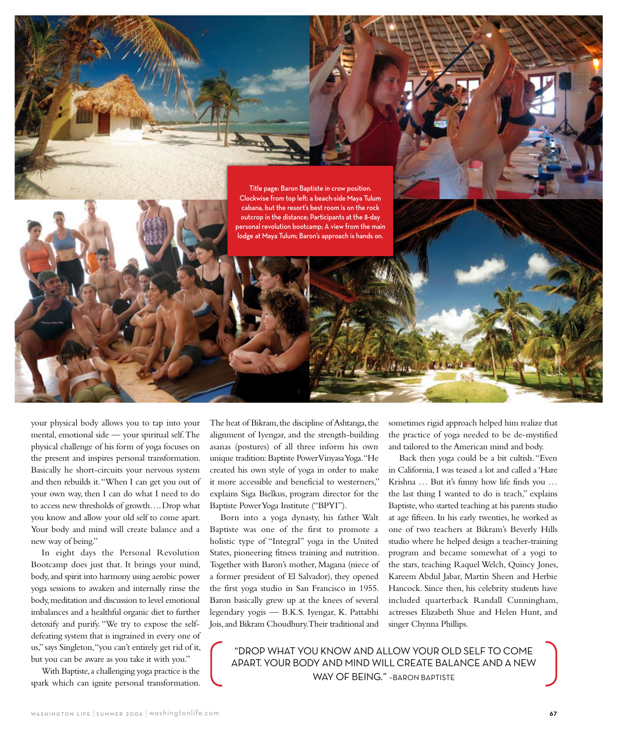Title page: Baron Baptiste in crow position. Clockwise from top left: a beach-side Maya Tulum cabana, but the resort's best room is on the rock outcrop in the distance; Participants at the 8-day personal revolution bootcamp; A view from the main lodge at Maya Tulum; Baron's approach is hands on.

your physical body allows you to tap into your mental, emotional side — your spiritual self. The physical challenge of his form of yoga focuses on the present and inspires personal transformation. Basically he short-circuits your nervous system and then rebuilds it. "When I can get you out of your own way, then I can do what I need to do to access new thresholds of growth.... Drop what you know and allow your old self to come apart. Your body and mind will create balance and a new way of being."

In eight days the Personal Revolution Bootcamp does just that. It brings your mind, body, and spirit into harmony using aerobic power yoga sessions to awaken and internally rinse the body, meditation and discussion to level emotional imbalances and a healthful organic diet to further detoxify and purify. "We try to expose the self-defeating system that is ingrained in every one of us," says Singleton, "you can't entirely get rid of it, but you can be aware as you take it with you."

With Baptiste, a challenging yoga practice is the spark which can ignite personal transformation. The heat of Bikram, the discipline of Ashtanga, the alignment of Iyengar, and the strength-building asanas (postures) of all three inform his own unique tradition: Baptiste Power Vinyasa Yoga. "He created his own style of yoga in order to make it more accessible and beneficial to westerners," explains Siga Bielkus, program director for the Baptiste Power Yoga Institute ("BPYI").

Born into a yoga dynasty, his father Walt Baptiste was one of the first to promote a holistic type of "Integral" yoga in the United States, pioneering fitness training and nutrition. Together with Baron's mother, Magana (niece of a former president of El Salvador), they opened the first yoga studio in San Francisco in 1955. Baron basically grew up at the knees of several legendary yogis — B.K.S. Iyengar, K. Pattabhi Jois, and Bikram Choudhury. Their traditional and sometimes rigid approach helped him realize that the practice of yoga needed to be de-mystified and tailored to the American mind and body.

Back then yoga could be a bit cultish. "Even in California, I was teased a lot and called a 'Hare Krishna … But it's funny how life finds you … the last thing I wanted to do is teach," explains Baptiste, who started teaching at his parents studio at age fifteen. In his early twenties, he worked as one of two teachers at Bikram's Beverly Hills studio where he helped design a teacher-training program and became somewhat of a yogi to the stars, teaching Raquel Welch, Quincy Jones, Kareem Abdul Jabar, Martin Sheen and Herbie Hancock. Since then, his celebrity students have included quarterback Randall Cunningham, actresses Elizabeth Shue and Helen Hunt, and singer Chynna Phillips.

> "DROP WHAT YOU KNOW AND ALLOW YOUR OLD SELF TO COME APART. YOUR BODY AND MIND WILL CREATE BALANCE AND A NEW WAY OF BEING." –BARON BAPTISTE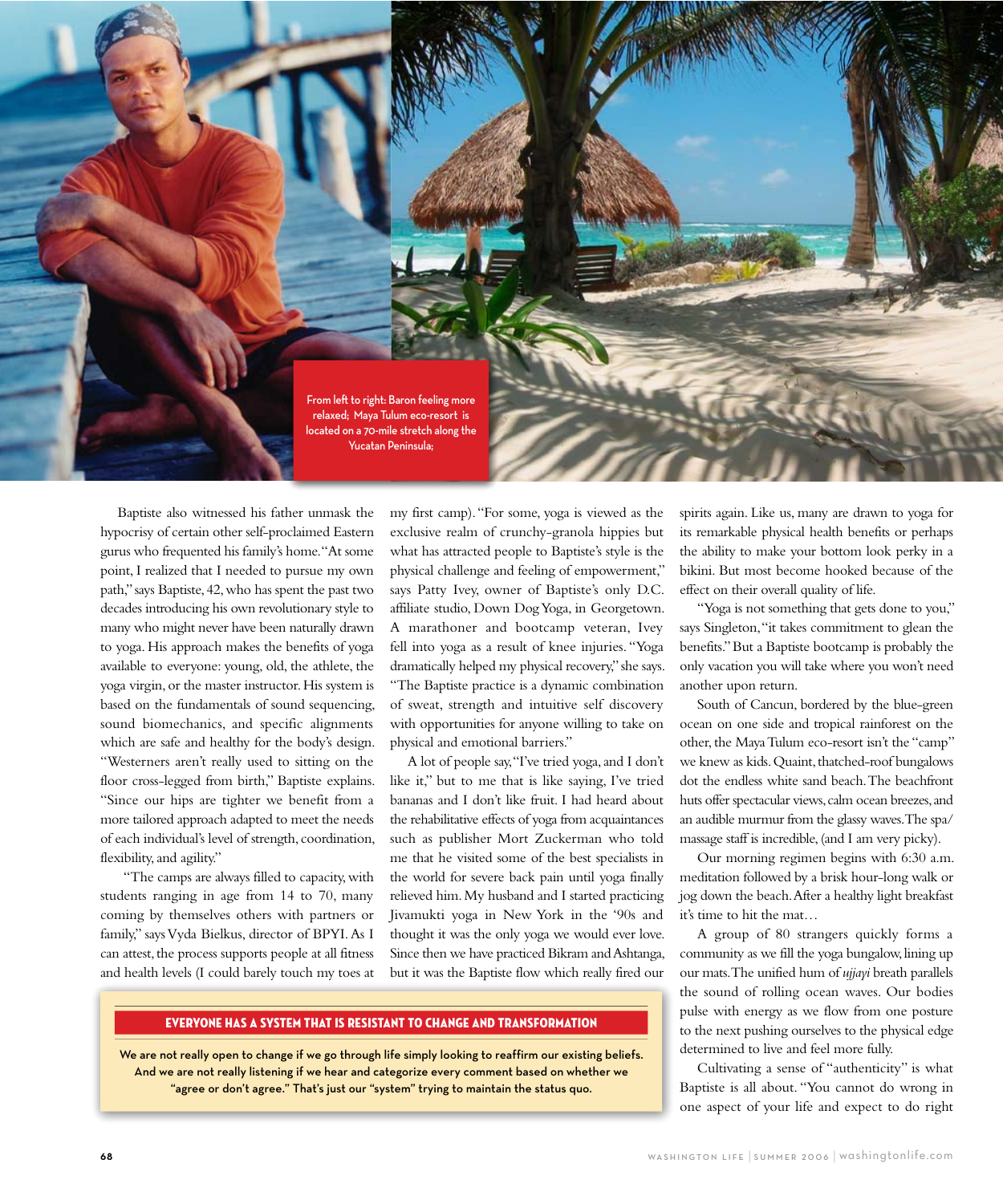From left to right: Baron feeling more relaxed; Maya Tulum eco-resort is located on a 70-mile stretch along the Yucatan Peninsula;

Baptiste also witnessed his father unmask the hypocrisy of certain other self-proclaimed Eastern gurus who frequented his family's home. "At some point, I realized that I needed to pursue my own path," says Baptiste, 42, who has spent the past two decades introducing his own revolutionary style to many who might never have been naturally drawn to yoga. His approach makes the benefits of yoga available to everyone: young, old, the athlete, the yoga virgin, or the master instructor. His system is based on the fundamentals of sound sequencing, sound biomechanics, and specific alignments which are safe and healthy for the body's design. "Westerners aren't really used to sitting on the floor cross-legged from birth," Baptiste explains. "Since our hips are tighter we benefit from a more tailored approach adapted to meet the needs of each individual's level of strength, coordination, flexibility, and agility."

"The camps are always filled to capacity, with students ranging in age from 14 to 70, many coming by themselves others with partners or family," says Vyda Bielkus, director of BPYI. As I can attest, the process supports people at all fitness and health levels (I could barely touch my toes at my first camp). "For some, yoga is viewed as the exclusive realm of crunchy-granola hippies but what has attracted people to Baptiste's style is the physical challenge and feeling of empowerment," says Patty Ivey, owner of Baptiste's only D.C. affiliate studio, Down Dog Yoga, in Georgetown. A marathoner and bootcamp veteran, Ivey fell into yoga as a result of knee injuries. "Yoga dramatically helped my physical recovery," she says. "The Baptiste practice is a dynamic combination of sweat, strength and intuitive self discovery with opportunities for anyone willing to take on physical and emotional barriers."

A lot of people say, "I've tried yoga, and I don't like it," but to me that is like saying, I've tried bananas and I don't like fruit. I had heard about the rehabilitative effects of yoga from acquaintances such as publisher Mort Zuckerman who told me that he visited some of the best specialists in the world for severe back pain until yoga finally relieved him. My husband and I started practicing Jivamukti yoga in New York in the '90s and thought it was the only yoga we would ever love. Since then we have practiced Bikram and Ashtanga, but it was the Baptiste flow which really fired our spirits again. Like us, many are drawn to yoga for its remarkable physical health benefits or perhaps the ability to make your bottom look perky in a bikini. But most become hooked because of the effect on their overall quality of life.

"Yoga is not something that gets done to you," says Singleton, "it takes commitment to glean the benefits." But a Baptiste bootcamp is probably the only vacation you will take where you won't need another upon return.

South of Cancun, bordered by the blue-green ocean on one side and tropical rainforest on the other, the Maya Tulum eco-resort isn't the "camp" we knew as kids. Quaint, thatched-roof bungalows dot the endless white sand beach. The beachfront huts offer spectacular views, calm ocean breezes, and an audible murmur from the glassy waves. The spa/massage staff is incredible, (and I am very picky).

Our morning regimen begins with 6:30 a.m. meditation followed by a brisk hour-long walk or jog down the beach. After a healthy light breakfast it's time to hit the mat…

A group of 80 strangers quickly forms a community as we fill the yoga bungalow, lining up our mats. The unified hum of *ujjayi* breath parallels the sound of rolling ocean waves. Our bodies pulse with energy as we flow from one posture to the next pushing ourselves to the physical edge determined to live and feel more fully.

Cultivating a sense of "authenticity" is what Baptiste is all about. "You cannot do wrong in one aspect of your life and expect to do right

**EVERYONE HAS A SYSTEM THAT IS RESISTANT TO CHANGE AND TRANSFORMATION**

We are not really open to change if we go through life simply looking to reaffirm our existing beliefs. And we are not really listening if we hear and categorize every comment based on whether we "agree or don't agree." That's just our "system" trying to maintain the status quo.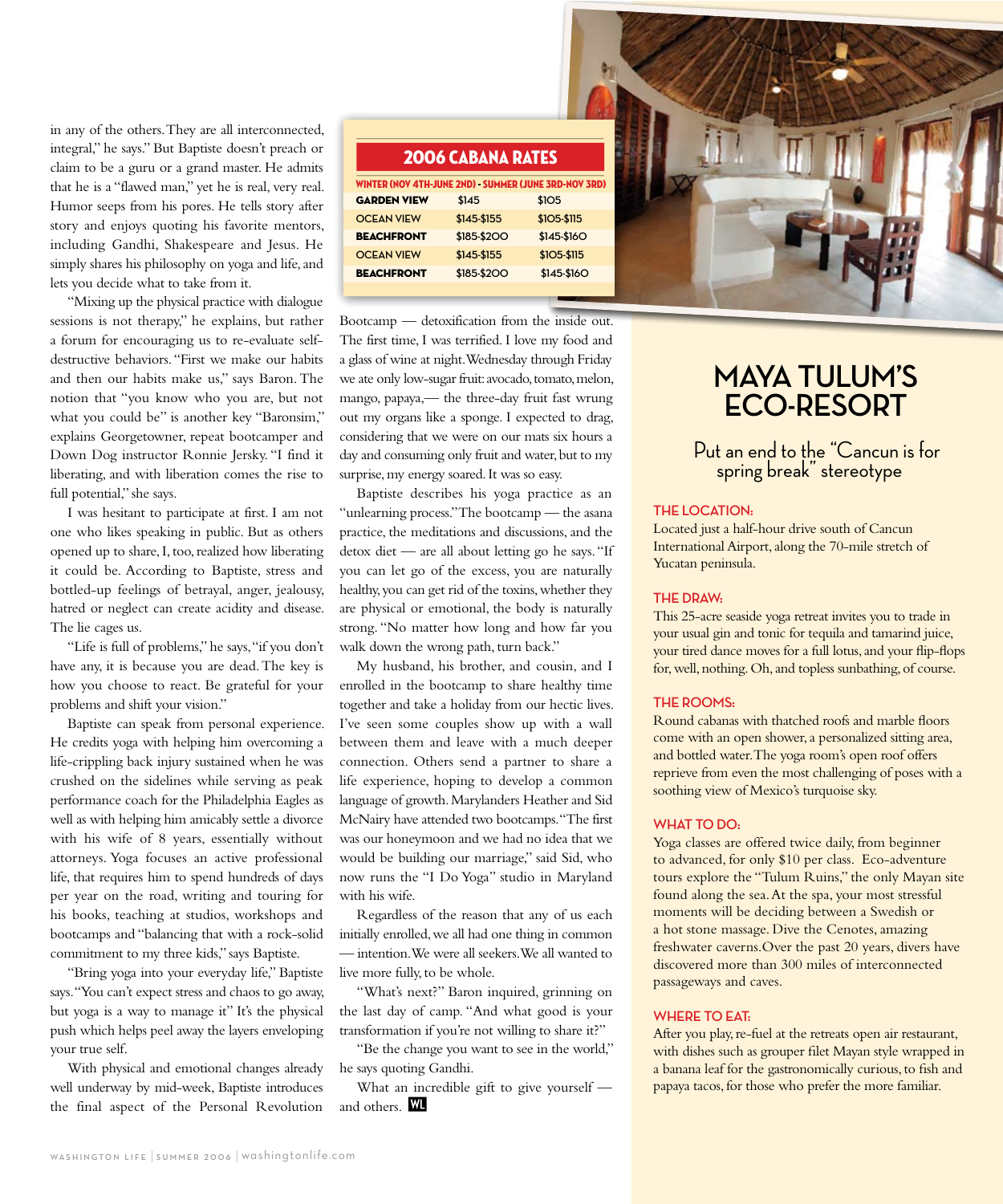in any of the others. They are all interconnected, integral," he says." But Baptiste doesn't preach or claim to be a guru or a grand master. He admits that he is a "flawed man," yet he is real, very real. Humor seeps from his pores. He tells story after story and enjoys quoting his favorite mentors, including Gandhi, Shakespeare and Jesus. He simply shares his philosophy on yoga and life, and lets you decide what to take from it.

"Mixing up the physical practice with dialogue sessions is not therapy," he explains, but rather a forum for encouraging us to re-evaluate self-destructive behaviors. "First we make our habits and then our habits make us," says Baron. The notion that "you know who you are, but not what you could be" is another key "Baronsim," explains Georgetowner, repeat bootcamper and Down Dog instructor Ronnie Jersky. "I find it liberating, and with liberation comes the rise to full potential," she says.

I was hesitant to participate at first. I am not one who likes speaking in public. But as others opened up to share, I, too, realized how liberating it could be. According to Baptiste, stress and bottled-up feelings of betrayal, anger, jealousy, hatred or neglect can create acidity and disease. The lie cages us.

"Life is full of problems," he says, "if you don't have any, it is because you are dead. The key is how you choose to react. Be grateful for your problems and shift your vision."

Baptiste can speak from personal experience. He credits yoga with helping him overcoming a life-crippling back injury sustained when he was crushed on the sidelines while serving as peak performance coach for the Philadelphia Eagles as well as with helping him amicably settle a divorce with his wife of 8 years, essentially without attorneys. Yoga focuses an active professional life, that requires him to spend hundreds of days per year on the road, writing and touring for his books, teaching at studios, workshops and bootcamps and "balancing that with a rock-solid commitment to my three kids," says Baptiste.

"Bring yoga into your everyday life," Baptiste says. "You can't expect stress and chaos to go away, but yoga is a way to manage it" It's the physical push which helps peel away the layers enveloping your true self.

With physical and emotional changes already well underway by mid-week, Baptiste introduces the final aspect of the Personal Revolution Bootcamp — detoxification from the inside out. The first time, I was terrified. I love my food and a glass of wine at night. Wednesday through Friday we ate only low-sugar fruit: avocado, tomato, melon, mango, papaya,— the three-day fruit fast wrung out my organs like a sponge. I expected to drag, considering that we were on our mats six hours a day and consuming only fruit and water, but to my surprise, my energy soared. It was so easy.

Baptiste describes his yoga practice as an "unlearning process." The bootcamp — the asana practice, the meditations and discussions, and the detox diet — are all about letting go he says. "If you can let go of the excess, you are naturally healthy, you can get rid of the toxins, whether they are physical or emotional, the body is naturally strong. "No matter how long and how far you walk down the wrong path, turn back."

My husband, his brother, and cousin, and I enrolled in the bootcamp to share healthy time together and take a holiday from our hectic lives. I've seen some couples show up with a wall between them and leave with a much deeper connection. Others send a partner to share a life experience, hoping to develop a common language of growth. Marylanders Heather and Sid McNairy have attended two bootcamps. "The first was our honeymoon and we had no idea that we would be building our marriage," said Sid, who now runs the "I Do Yoga" studio in Maryland with his wife.

Regardless of the reason that any of us each initially enrolled, we all had one thing in common — intention. We were all seekers. We all wanted to live more fully, to be whole.

"What's next?" Baron inquired, grinning on the last day of camp. "And what good is your transformation if you're not willing to share it?"

"Be the change you want to see in the world," he says quoting Gandhi.

What an incredible gift to give yourself — and others. WL

## 2006 CABANA RATES

| | WINTER (NOV 4TH-JUNE 2ND) | SUMMER (JUNE 3RD-NOV 3RD) |
|---|---|---|
| **GARDEN VIEW** | $145 | $105 |
| OCEAN VIEW | $145-$155 | $105-$115 |
| **BEACHFRONT** | $185-$200 | $145-$160 |
| OCEAN VIEW | $145-$155 | $105-$115 |
| **BEACHFRONT** | $185-$200 | $145-$160 |

# MAYA TULUM'S ECO-RESORT

Put an end to the "Cancun is for spring break" stereotype

### THE LOCATION:

Located just a half-hour drive south of Cancun International Airport, along the 70-mile stretch of Yucatan peninsula.

### THE DRAW:

This 25-acre seaside yoga retreat invites you to trade in your usual gin and tonic for tequila and tamarind juice, your tired dance moves for a full lotus, and your flip-flops for, well, nothing. Oh, and topless sunbathing, of course.

### THE ROOMS:

Round cabanas with thatched roofs and marble floors come with an open shower, a personalized sitting area, and bottled water. The yoga room's open roof offers reprieve from even the most challenging of poses with a soothing view of Mexico's turquoise sky.

### WHAT TO DO:

Yoga classes are offered twice daily, from beginner to advanced, for only $10 per class. Eco-adventure tours explore the "Tulum Ruins," the only Mayan site found along the sea. At the spa, your most stressful moments will be deciding between a Swedish or a hot stone massage. Dive the Cenotes, amazing freshwater caverns. Over the past 20 years, divers have discovered more than 300 miles of interconnected passageways and caves.

### WHERE TO EAT:

After you play, re-fuel at the retreats open air restaurant, with dishes such as grouper filet Mayan style wrapped in a banana leaf for the gastronomically curious, to fish and papaya tacos, for those who prefer the more familiar.